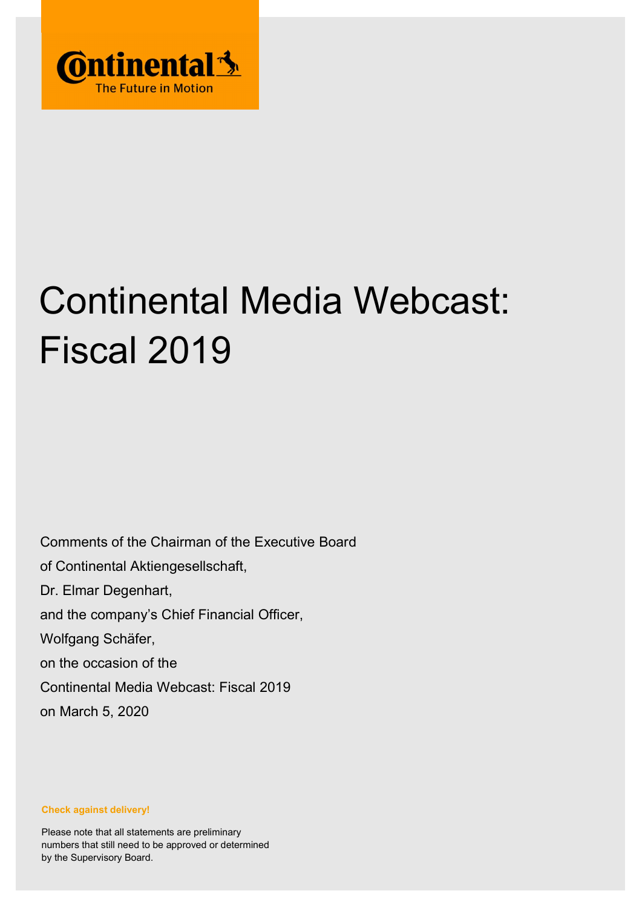Continental
The Future in Motion

# Continental Media Webcast: Fiscal 2019

Comments of the Chairman of the Executive Board
of Continental Aktiengesellschaft,
Dr. Elmar Degenhart,
and the company's Chief Financial Officer,
Wolfgang Schäfer,
on the occasion of the
Continental Media Webcast: Fiscal 2019
on March 5, 2020

**Check against delivery!**

Please note that all statements are preliminary numbers that still need to be approved or determined by the Supervisory Board.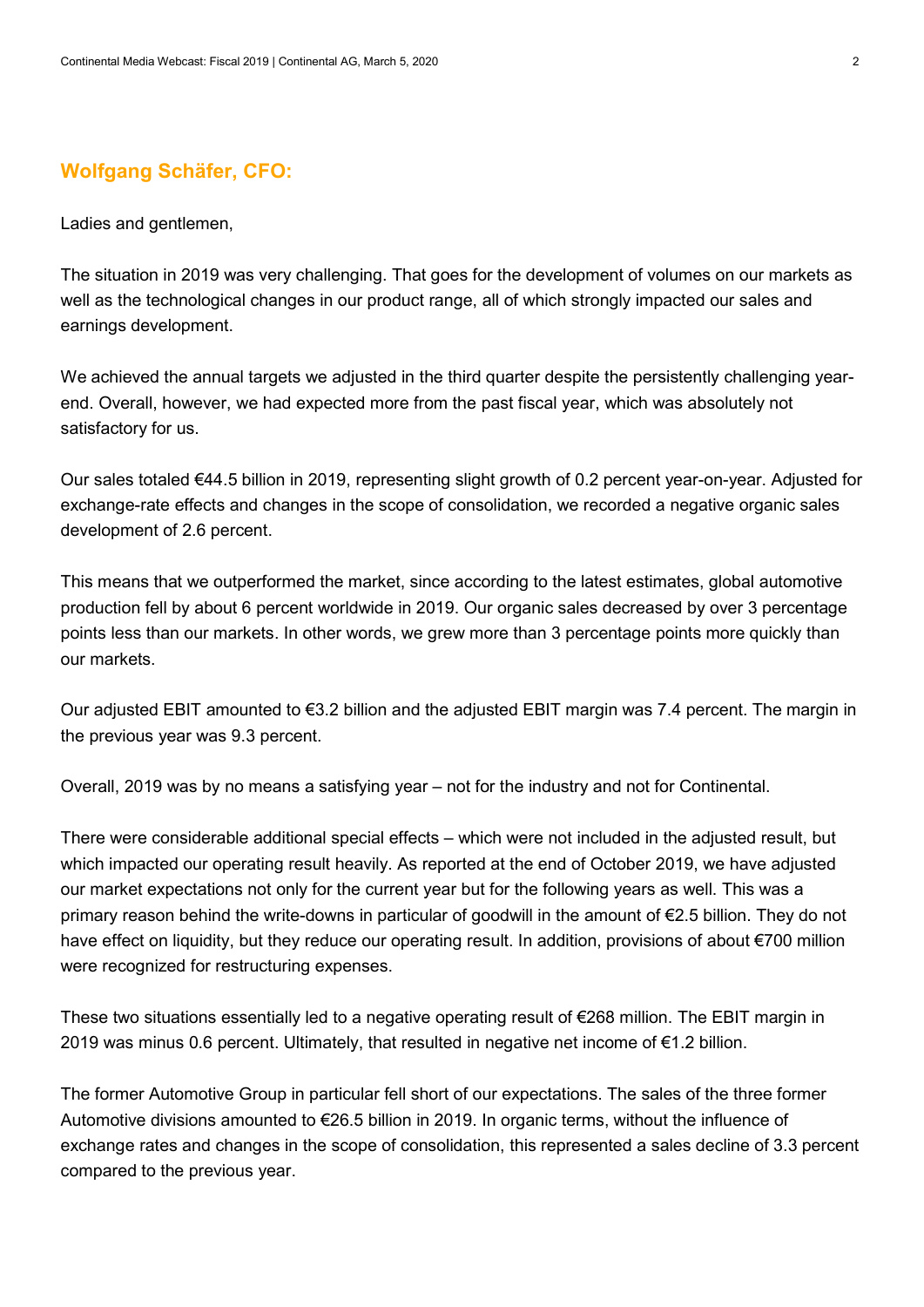**Wolfgang Schäfer, CFO:**

Ladies and gentlemen,

The situation in 2019 was very challenging. That goes for the development of volumes on our markets as well as the technological changes in our product range, all of which strongly impacted our sales and earnings development.

We achieved the annual targets we adjusted in the third quarter despite the persistently challenging year-end. Overall, however, we had expected more from the past fiscal year, which was absolutely not satisfactory for us.

Our sales totaled €44.5 billion in 2019, representing slight growth of 0.2 percent year-on-year. Adjusted for exchange-rate effects and changes in the scope of consolidation, we recorded a negative organic sales development of 2.6 percent.

This means that we outperformed the market, since according to the latest estimates, global automotive production fell by about 6 percent worldwide in 2019. Our organic sales decreased by over 3 percentage points less than our markets. In other words, we grew more than 3 percentage points more quickly than our markets.

Our adjusted EBIT amounted to €3.2 billion and the adjusted EBIT margin was 7.4 percent. The margin in the previous year was 9.3 percent.

Overall, 2019 was by no means a satisfying year – not for the industry and not for Continental.

There were considerable additional special effects – which were not included in the adjusted result, but which impacted our operating result heavily. As reported at the end of October 2019, we have adjusted our market expectations not only for the current year but for the following years as well. This was a primary reason behind the write-downs in particular of goodwill in the amount of €2.5 billion. They do not have effect on liquidity, but they reduce our operating result. In addition, provisions of about €700 million were recognized for restructuring expenses.

These two situations essentially led to a negative operating result of €268 million. The EBIT margin in 2019 was minus 0.6 percent. Ultimately, that resulted in negative net income of €1.2 billion.

The former Automotive Group in particular fell short of our expectations. The sales of the three former Automotive divisions amounted to €26.5 billion in 2019. In organic terms, without the influence of exchange rates and changes in the scope of consolidation, this represented a sales decline of 3.3 percent compared to the previous year.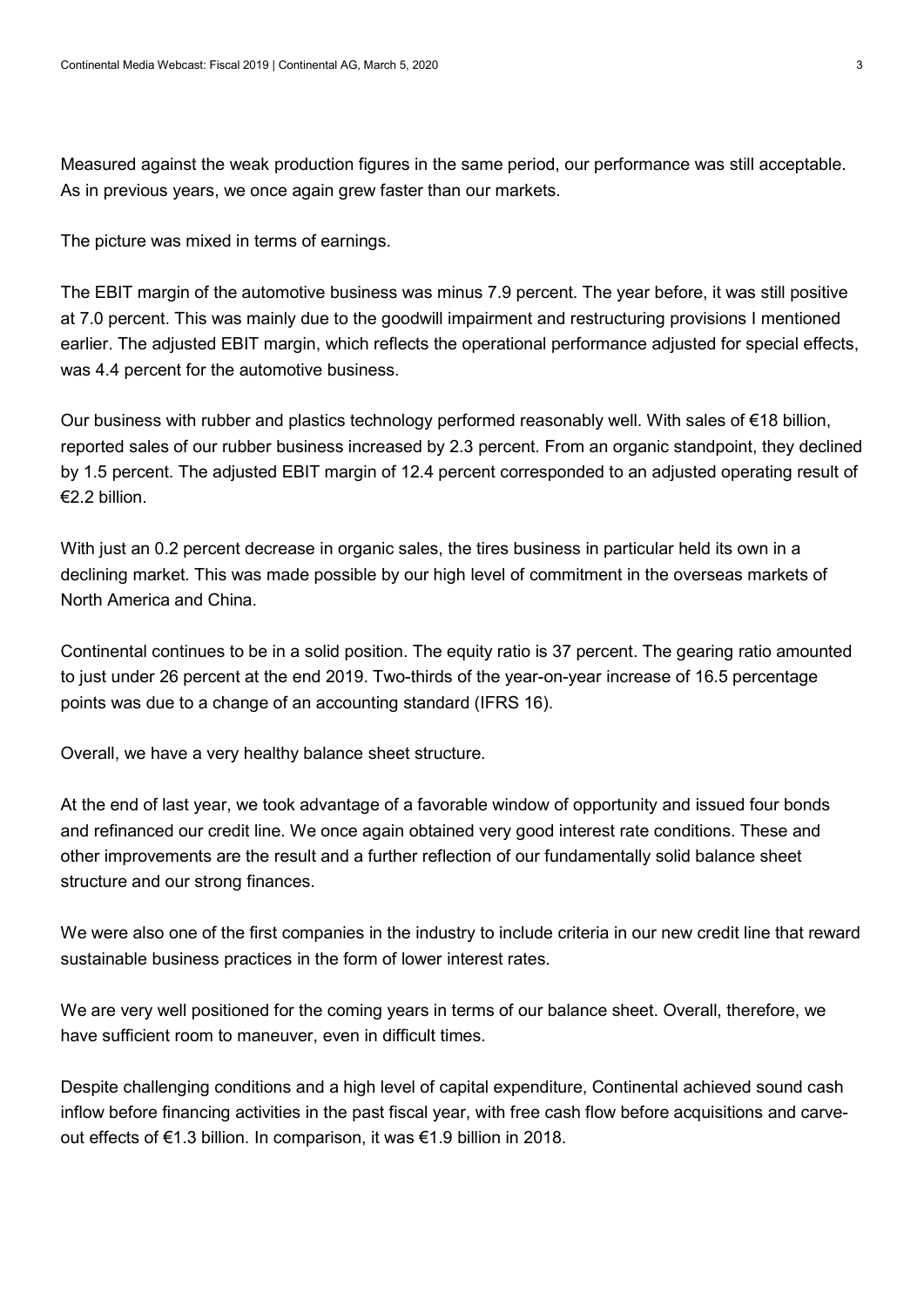Measured against the weak production figures in the same period, our performance was still acceptable. As in previous years, we once again grew faster than our markets.

The picture was mixed in terms of earnings.

The EBIT margin of the automotive business was minus 7.9 percent. The year before, it was still positive at 7.0 percent. This was mainly due to the goodwill impairment and restructuring provisions I mentioned earlier. The adjusted EBIT margin, which reflects the operational performance adjusted for special effects, was 4.4 percent for the automotive business.

Our business with rubber and plastics technology performed reasonably well. With sales of €18 billion, reported sales of our rubber business increased by 2.3 percent. From an organic standpoint, they declined by 1.5 percent. The adjusted EBIT margin of 12.4 percent corresponded to an adjusted operating result of €2.2 billion.

With just an 0.2 percent decrease in organic sales, the tires business in particular held its own in a declining market. This was made possible by our high level of commitment in the overseas markets of North America and China.

Continental continues to be in a solid position. The equity ratio is 37 percent. The gearing ratio amounted to just under 26 percent at the end 2019. Two-thirds of the year-on-year increase of 16.5 percentage points was due to a change of an accounting standard (IFRS 16).

Overall, we have a very healthy balance sheet structure.

At the end of last year, we took advantage of a favorable window of opportunity and issued four bonds and refinanced our credit line. We once again obtained very good interest rate conditions. These and other improvements are the result and a further reflection of our fundamentally solid balance sheet structure and our strong finances.

We were also one of the first companies in the industry to include criteria in our new credit line that reward sustainable business practices in the form of lower interest rates.

We are very well positioned for the coming years in terms of our balance sheet. Overall, therefore, we have sufficient room to maneuver, even in difficult times.

Despite challenging conditions and a high level of capital expenditure, Continental achieved sound cash inflow before financing activities in the past fiscal year, with free cash flow before acquisitions and carve-out effects of €1.3 billion. In comparison, it was €1.9 billion in 2018.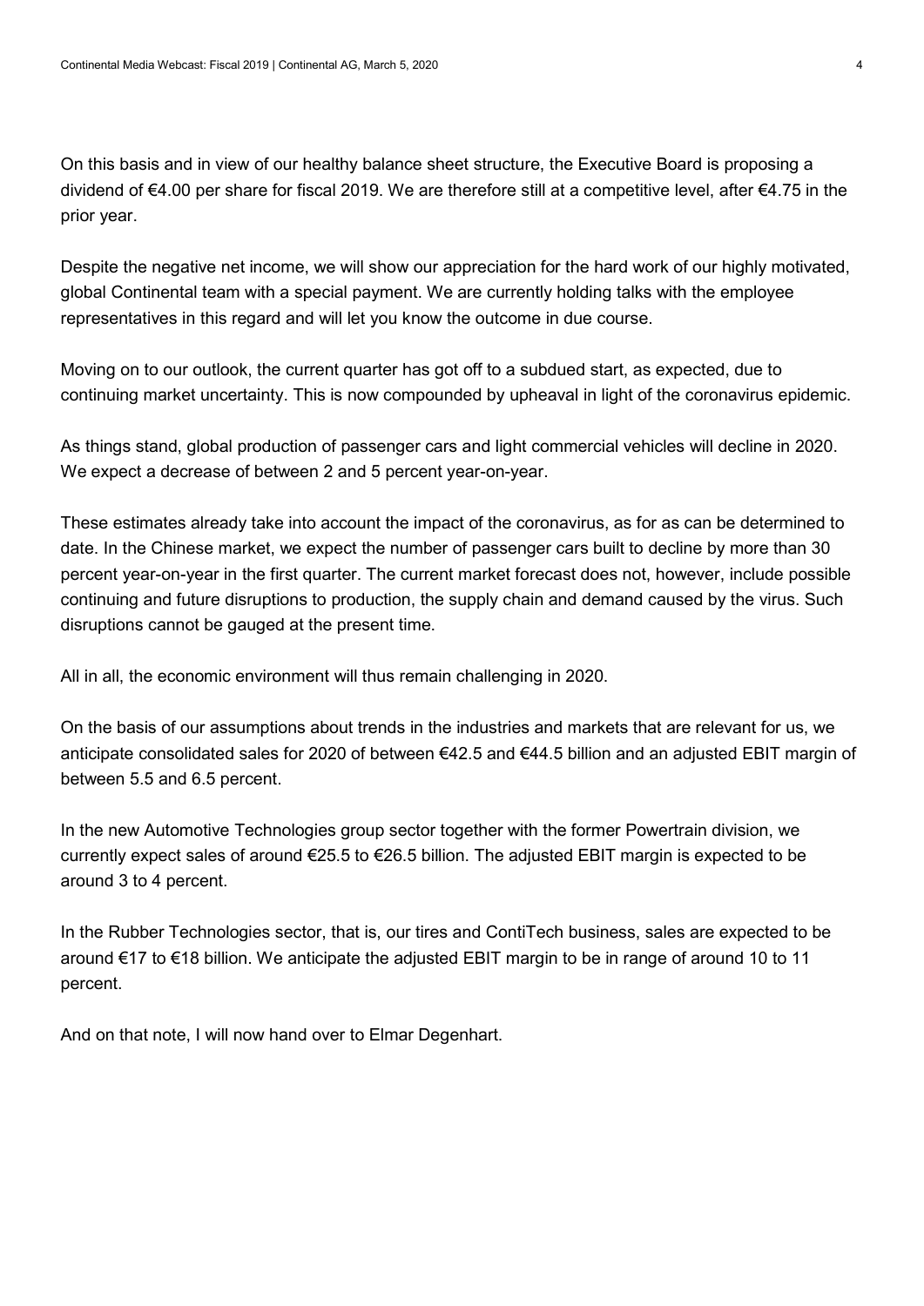On this basis and in view of our healthy balance sheet structure, the Executive Board is proposing a dividend of €4.00 per share for fiscal 2019. We are therefore still at a competitive level, after €4.75 in the prior year.

Despite the negative net income, we will show our appreciation for the hard work of our highly motivated, global Continental team with a special payment. We are currently holding talks with the employee representatives in this regard and will let you know the outcome in due course.

Moving on to our outlook, the current quarter has got off to a subdued start, as expected, due to continuing market uncertainty. This is now compounded by upheaval in light of the coronavirus epidemic.

As things stand, global production of passenger cars and light commercial vehicles will decline in 2020. We expect a decrease of between 2 and 5 percent year-on-year.

These estimates already take into account the impact of the coronavirus, as for as can be determined to date. In the Chinese market, we expect the number of passenger cars built to decline by more than 30 percent year-on-year in the first quarter. The current market forecast does not, however, include possible continuing and future disruptions to production, the supply chain and demand caused by the virus. Such disruptions cannot be gauged at the present time.

All in all, the economic environment will thus remain challenging in 2020.

On the basis of our assumptions about trends in the industries and markets that are relevant for us, we anticipate consolidated sales for 2020 of between €42.5 and €44.5 billion and an adjusted EBIT margin of between 5.5 and 6.5 percent.

In the new Automotive Technologies group sector together with the former Powertrain division, we currently expect sales of around €25.5 to €26.5 billion. The adjusted EBIT margin is expected to be around 3 to 4 percent.

In the Rubber Technologies sector, that is, our tires and ContiTech business, sales are expected to be around €17 to €18 billion. We anticipate the adjusted EBIT margin to be in range of around 10 to 11 percent.

And on that note, I will now hand over to Elmar Degenhart.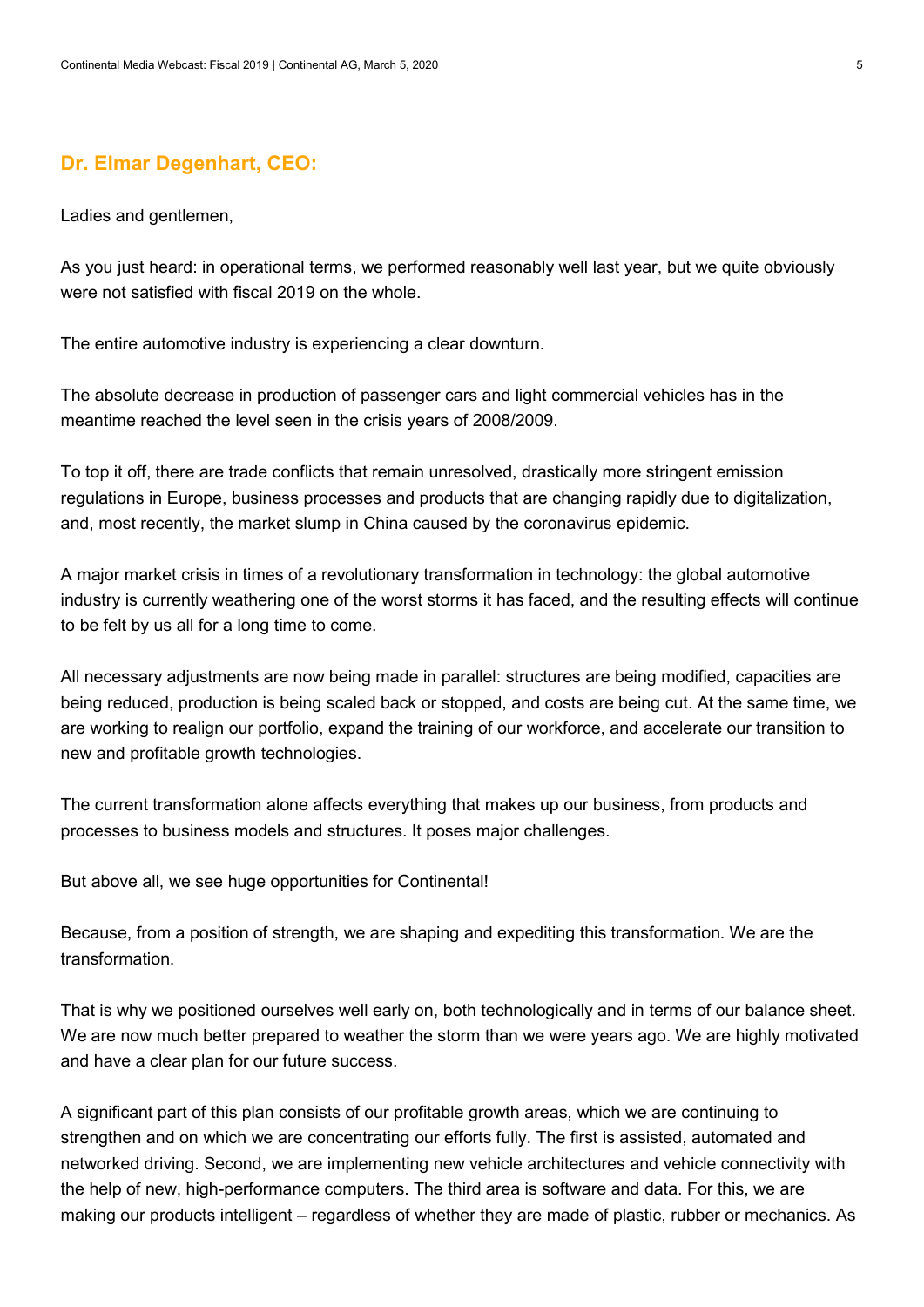## Dr. Elmar Degenhart, CEO:

Ladies and gentlemen,

As you just heard: in operational terms, we performed reasonably well last year, but we quite obviously were not satisfied with fiscal 2019 on the whole.

The entire automotive industry is experiencing a clear downturn.

The absolute decrease in production of passenger cars and light commercial vehicles has in the meantime reached the level seen in the crisis years of 2008/2009.

To top it off, there are trade conflicts that remain unresolved, drastically more stringent emission regulations in Europe, business processes and products that are changing rapidly due to digitalization, and, most recently, the market slump in China caused by the coronavirus epidemic.

A major market crisis in times of a revolutionary transformation in technology: the global automotive industry is currently weathering one of the worst storms it has faced, and the resulting effects will continue to be felt by us all for a long time to come.

All necessary adjustments are now being made in parallel: structures are being modified, capacities are being reduced, production is being scaled back or stopped, and costs are being cut. At the same time, we are working to realign our portfolio, expand the training of our workforce, and accelerate our transition to new and profitable growth technologies.

The current transformation alone affects everything that makes up our business, from products and processes to business models and structures. It poses major challenges.

But above all, we see huge opportunities for Continental!

Because, from a position of strength, we are shaping and expediting this transformation. We are the transformation.

That is why we positioned ourselves well early on, both technologically and in terms of our balance sheet. We are now much better prepared to weather the storm than we were years ago. We are highly motivated and have a clear plan for our future success.

A significant part of this plan consists of our profitable growth areas, which we are continuing to strengthen and on which we are concentrating our efforts fully. The first is assisted, automated and networked driving. Second, we are implementing new vehicle architectures and vehicle connectivity with the help of new, high-performance computers. The third area is software and data. For this, we are making our products intelligent – regardless of whether they are made of plastic, rubber or mechanics. As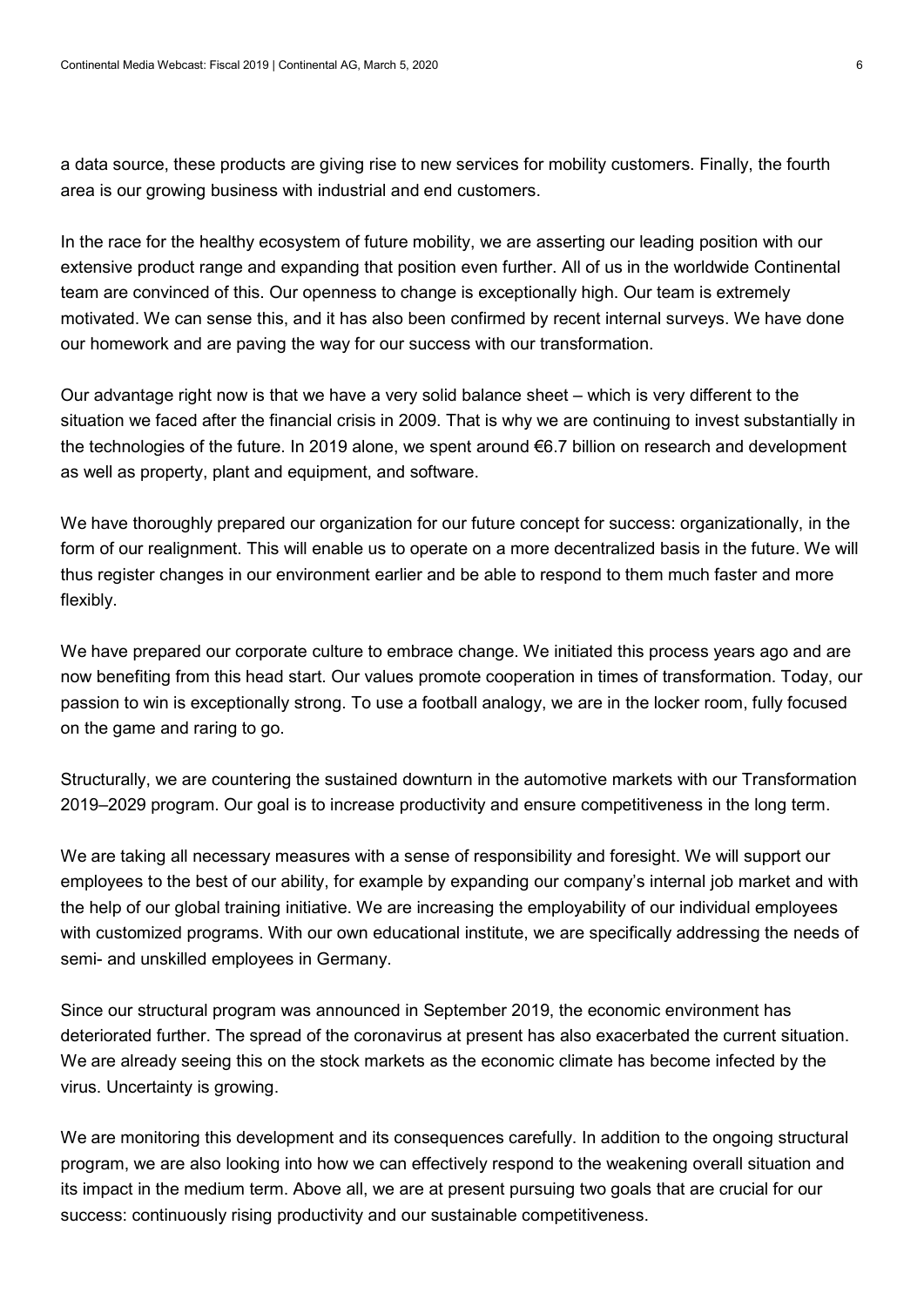a data source, these products are giving rise to new services for mobility customers. Finally, the fourth area is our growing business with industrial and end customers.

In the race for the healthy ecosystem of future mobility, we are asserting our leading position with our extensive product range and expanding that position even further. All of us in the worldwide Continental team are convinced of this. Our openness to change is exceptionally high. Our team is extremely motivated. We can sense this, and it has also been confirmed by recent internal surveys. We have done our homework and are paving the way for our success with our transformation.

Our advantage right now is that we have a very solid balance sheet – which is very different to the situation we faced after the financial crisis in 2009. That is why we are continuing to invest substantially in the technologies of the future. In 2019 alone, we spent around €6.7 billion on research and development as well as property, plant and equipment, and software.

We have thoroughly prepared our organization for our future concept for success: organizationally, in the form of our realignment. This will enable us to operate on a more decentralized basis in the future. We will thus register changes in our environment earlier and be able to respond to them much faster and more flexibly.

We have prepared our corporate culture to embrace change. We initiated this process years ago and are now benefiting from this head start. Our values promote cooperation in times of transformation. Today, our passion to win is exceptionally strong. To use a football analogy, we are in the locker room, fully focused on the game and raring to go.

Structurally, we are countering the sustained downturn in the automotive markets with our Transformation 2019–2029 program. Our goal is to increase productivity and ensure competitiveness in the long term.

We are taking all necessary measures with a sense of responsibility and foresight. We will support our employees to the best of our ability, for example by expanding our company's internal job market and with the help of our global training initiative. We are increasing the employability of our individual employees with customized programs. With our own educational institute, we are specifically addressing the needs of semi- and unskilled employees in Germany.

Since our structural program was announced in September 2019, the economic environment has deteriorated further. The spread of the coronavirus at present has also exacerbated the current situation. We are already seeing this on the stock markets as the economic climate has become infected by the virus. Uncertainty is growing.

We are monitoring this development and its consequences carefully. In addition to the ongoing structural program, we are also looking into how we can effectively respond to the weakening overall situation and its impact in the medium term. Above all, we are at present pursuing two goals that are crucial for our success: continuously rising productivity and our sustainable competitiveness.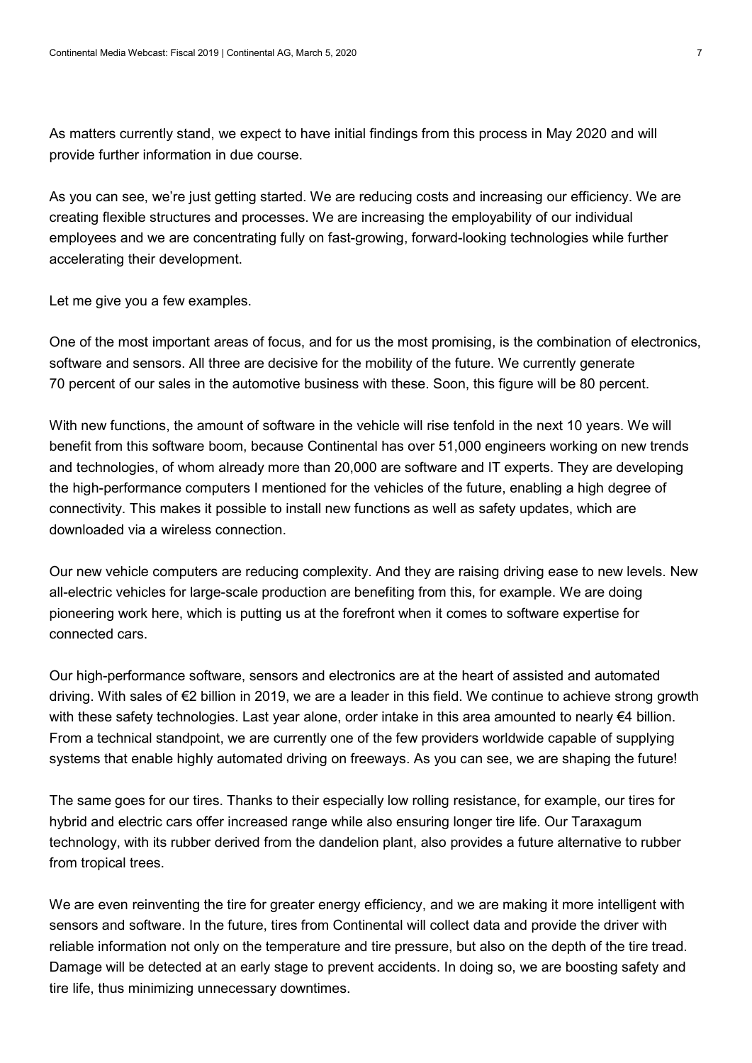As matters currently stand, we expect to have initial findings from this process in May 2020 and will provide further information in due course.

As you can see, we're just getting started. We are reducing costs and increasing our efficiency. We are creating flexible structures and processes. We are increasing the employability of our individual employees and we are concentrating fully on fast-growing, forward-looking technologies while further accelerating their development.

Let me give you a few examples.

One of the most important areas of focus, and for us the most promising, is the combination of electronics, software and sensors. All three are decisive for the mobility of the future. We currently generate 70 percent of our sales in the automotive business with these. Soon, this figure will be 80 percent.

With new functions, the amount of software in the vehicle will rise tenfold in the next 10 years. We will benefit from this software boom, because Continental has over 51,000 engineers working on new trends and technologies, of whom already more than 20,000 are software and IT experts. They are developing the high-performance computers I mentioned for the vehicles of the future, enabling a high degree of connectivity. This makes it possible to install new functions as well as safety updates, which are downloaded via a wireless connection.

Our new vehicle computers are reducing complexity. And they are raising driving ease to new levels. New all-electric vehicles for large-scale production are benefiting from this, for example. We are doing pioneering work here, which is putting us at the forefront when it comes to software expertise for connected cars.

Our high-performance software, sensors and electronics are at the heart of assisted and automated driving. With sales of €2 billion in 2019, we are a leader in this field. We continue to achieve strong growth with these safety technologies. Last year alone, order intake in this area amounted to nearly €4 billion. From a technical standpoint, we are currently one of the few providers worldwide capable of supplying systems that enable highly automated driving on freeways. As you can see, we are shaping the future!

The same goes for our tires. Thanks to their especially low rolling resistance, for example, our tires for hybrid and electric cars offer increased range while also ensuring longer tire life. Our Taraxagum technology, with its rubber derived from the dandelion plant, also provides a future alternative to rubber from tropical trees.

We are even reinventing the tire for greater energy efficiency, and we are making it more intelligent with sensors and software. In the future, tires from Continental will collect data and provide the driver with reliable information not only on the temperature and tire pressure, but also on the depth of the tire tread. Damage will be detected at an early stage to prevent accidents. In doing so, we are boosting safety and tire life, thus minimizing unnecessary downtimes.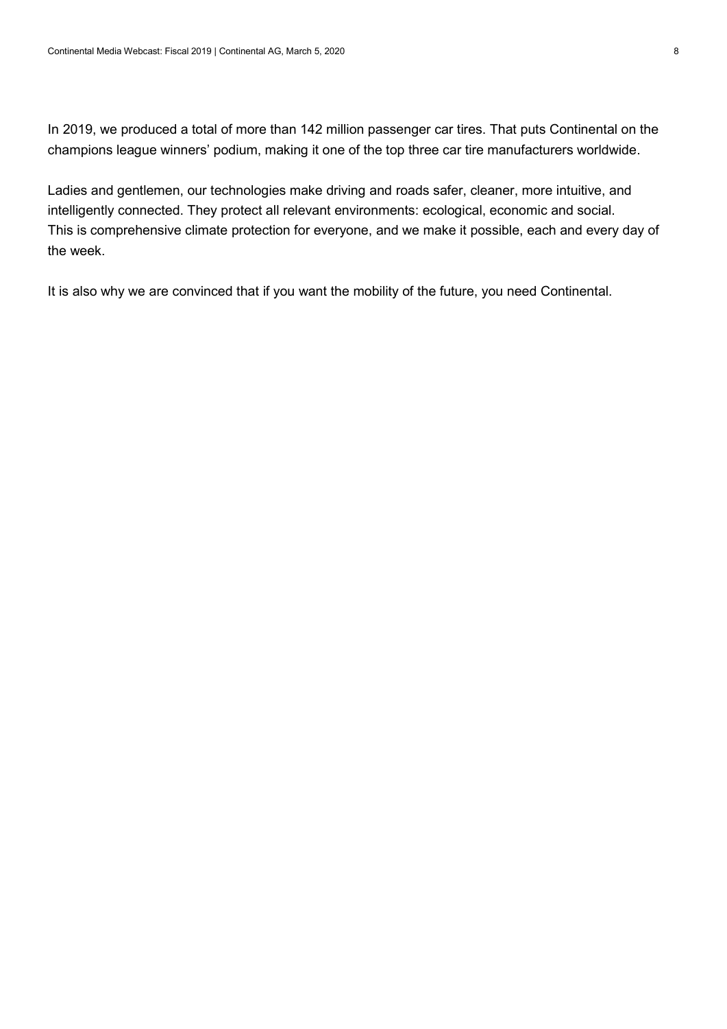In 2019, we produced a total of more than 142 million passenger car tires. That puts Continental on the champions league winners' podium, making it one of the top three car tire manufacturers worldwide.

Ladies and gentlemen, our technologies make driving and roads safer, cleaner, more intuitive, and intelligently connected. They protect all relevant environments: ecological, economic and social. This is comprehensive climate protection for everyone, and we make it possible, each and every day of the week.

It is also why we are convinced that if you want the mobility of the future, you need Continental.